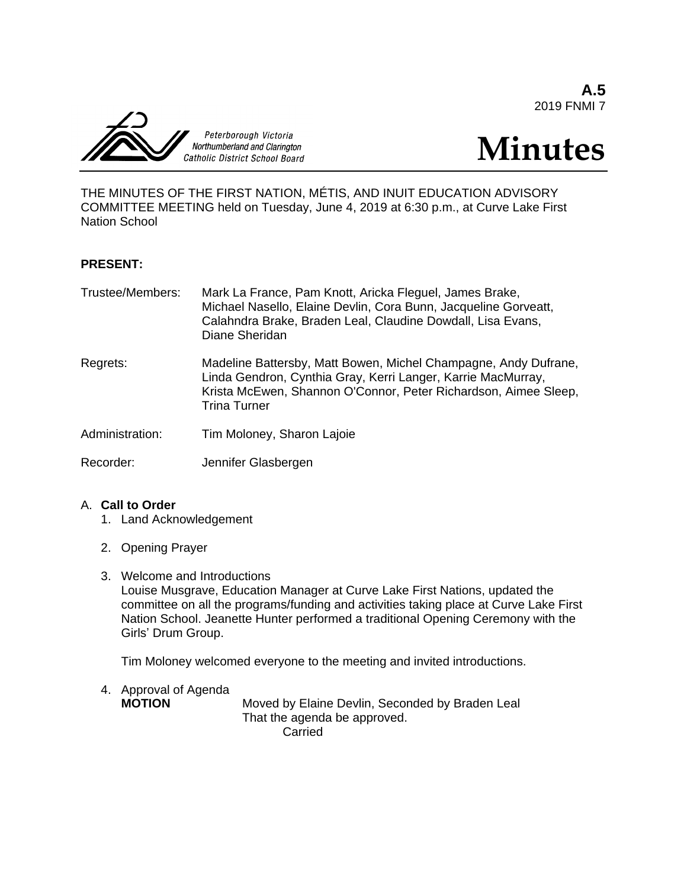**A.5**
2019 FNMI 7

Peterborough Victoria Northumberland and Clarington Catholic District School Board

# Minutes

THE MINUTES OF THE FIRST NATION, MÉTIS, AND INUIT EDUCATION ADVISORY COMMITTEE MEETING held on Tuesday, June 4, 2019 at 6:30 p.m., at Curve Lake First Nation School

**PRESENT:**

Trustee/Members: Mark La France, Pam Knott, Aricka Fleguel, James Brake, Michael Nasello, Elaine Devlin, Cora Bunn, Jacqueline Gorveatt, Calahndra Brake, Braden Leal, Claudine Dowdall, Lisa Evans, Diane Sheridan

Regrets: Madeline Battersby, Matt Bowen, Michel Champagne, Andy Dufrane, Linda Gendron, Cynthia Gray, Kerri Langer, Karrie MacMurray, Krista McEwen, Shannon O'Connor, Peter Richardson, Aimee Sleep, Trina Turner

Administration: Tim Moloney, Sharon Lajoie

Recorder: Jennifer Glasbergen

A. **Call to Order**

1. Land Acknowledgement

2. Opening Prayer

3. Welcome and Introductions
   Louise Musgrave, Education Manager at Curve Lake First Nations, updated the committee on all the programs/funding and activities taking place at Curve Lake First Nation School. Jeanette Hunter performed a traditional Opening Ceremony with the Girls' Drum Group.

   Tim Moloney welcomed everyone to the meeting and invited introductions.

4. Approval of Agenda
   **MOTION** Moved by Elaine Devlin, Seconded by Braden Leal
   That the agenda be approved.
   Carried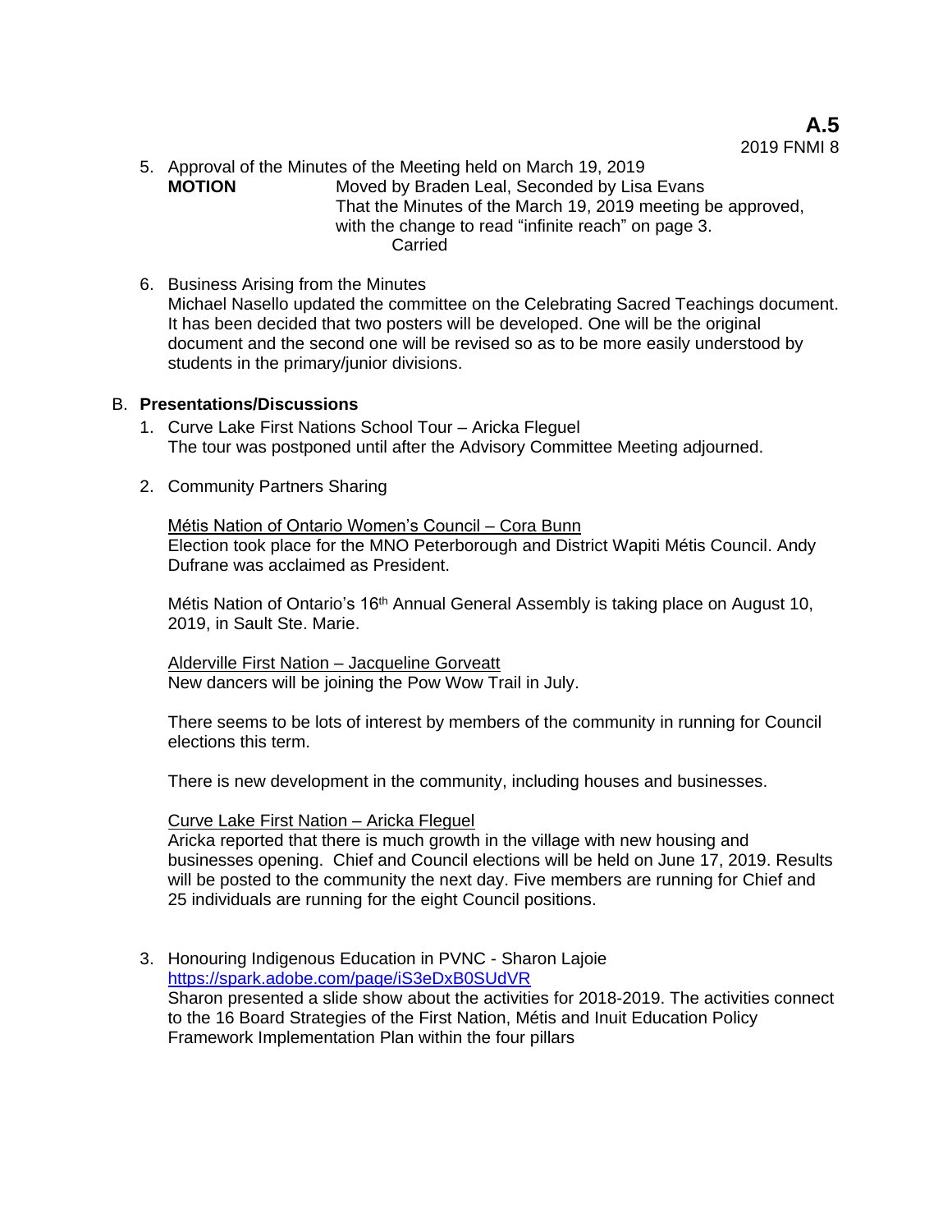**A.5**
2019 FNMI 8

5. Approval of the Minutes of the Meeting held on March 19, 2019

   **MOTION** Moved by Braden Leal, Seconded by Lisa Evans
   That the Minutes of the March 19, 2019 meeting be approved, with the change to read "infinite reach" on page 3.
   Carried

6. Business Arising from the Minutes

   Michael Nasello updated the committee on the Celebrating Sacred Teachings document. It has been decided that two posters will be developed. One will be the original document and the second one will be revised so as to be more easily understood by students in the primary/junior divisions.

B. **Presentations/Discussions**

1. Curve Lake First Nations School Tour – Aricka Fleguel

   The tour was postponed until after the Advisory Committee Meeting adjourned.

2. Community Partners Sharing

   Métis Nation of Ontario Women's Council – Cora Bunn

   Election took place for the MNO Peterborough and District Wapiti Métis Council. Andy Dufrane was acclaimed as President.

   Métis Nation of Ontario's 16th Annual General Assembly is taking place on August 10, 2019, in Sault Ste. Marie.

   Alderville First Nation – Jacqueline Gorveatt

   New dancers will be joining the Pow Wow Trail in July.

   There seems to be lots of interest by members of the community in running for Council elections this term.

   There is new development in the community, including houses and businesses.

   Curve Lake First Nation – Aricka Fleguel

   Aricka reported that there is much growth in the village with new housing and businesses opening. Chief and Council elections will be held on June 17, 2019. Results will be posted to the community the next day. Five members are running for Chief and 25 individuals are running for the eight Council positions.

3. Honouring Indigenous Education in PVNC - Sharon Lajoie

   https://spark.adobe.com/page/iS3eDxB0SUdVR

   Sharon presented a slide show about the activities for 2018-2019. The activities connect to the 16 Board Strategies of the First Nation, Métis and Inuit Education Policy Framework Implementation Plan within the four pillars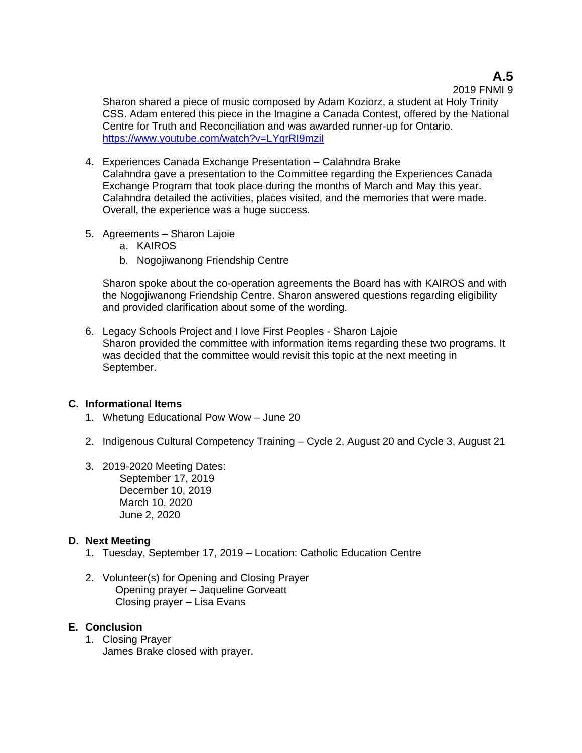Sharon shared a piece of music composed by Adam Koziorz, a student at Holy Trinity CSS. Adam entered this piece in the Imagine a Canada Contest, offered by the National Centre for Truth and Reconciliation and was awarded runner-up for Ontario.
https://www.youtube.com/watch?v=LYqrRI9mziI

4. Experiences Canada Exchange Presentation – Calahndra Brake
   Calahndra gave a presentation to the Committee regarding the Experiences Canada Exchange Program that took place during the months of March and May this year. Calahndra detailed the activities, places visited, and the memories that were made. Overall, the experience was a huge success.

5. Agreements – Sharon Lajoie
   a. KAIROS
   b. Nogojiwanong Friendship Centre

   Sharon spoke about the co-operation agreements the Board has with KAIROS and with the Nogojiwanong Friendship Centre. Sharon answered questions regarding eligibility and provided clarification about some of the wording.

6. Legacy Schools Project and I love First Peoples - Sharon Lajoie
   Sharon provided the committee with information items regarding these two programs. It was decided that the committee would revisit this topic at the next meeting in September.

## C. Informational Items

1. Whetung Educational Pow Wow – June 20

2. Indigenous Cultural Competency Training – Cycle 2, August 20 and Cycle 3, August 21

3. 2019-2020 Meeting Dates:
   September 17, 2019
   December 10, 2019
   March 10, 2020
   June 2, 2020

## D. Next Meeting

1. Tuesday, September 17, 2019 – Location: Catholic Education Centre

2. Volunteer(s) for Opening and Closing Prayer
   Opening prayer – Jaqueline Gorveatt
   Closing prayer – Lisa Evans

## E. Conclusion

1. Closing Prayer
   James Brake closed with prayer.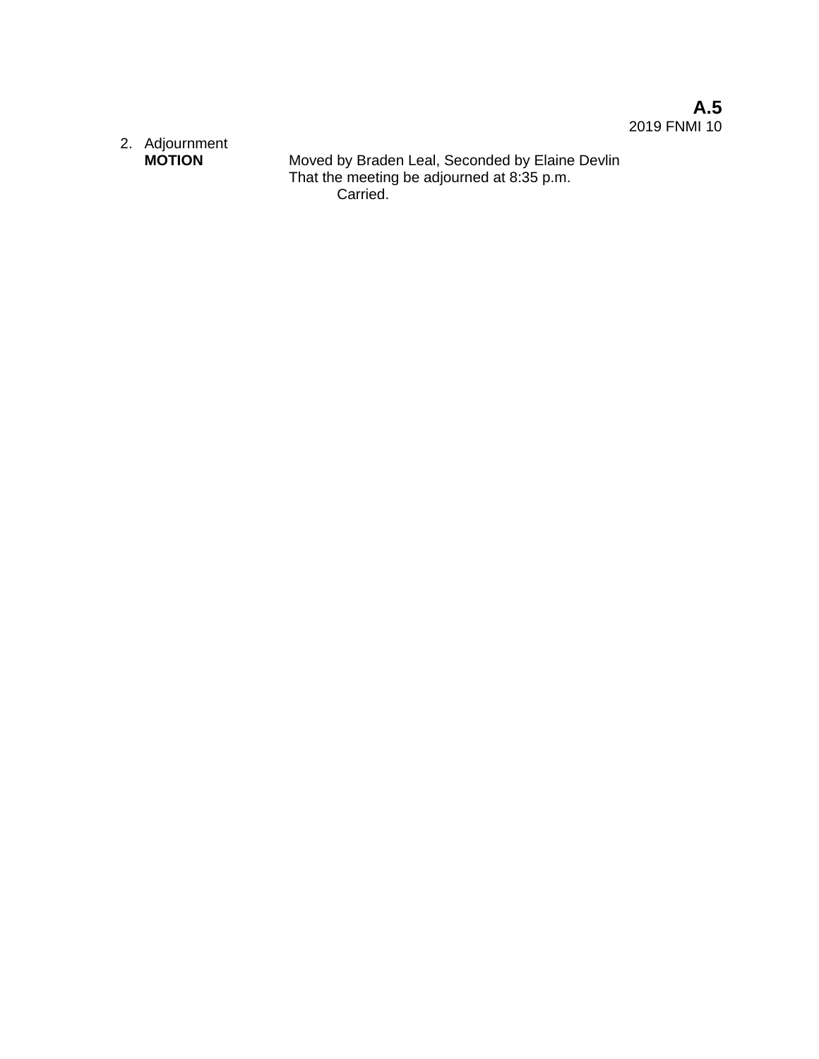2. Adjournment

**MOTION** Moved by Braden Leal, Seconded by Elaine Devlin
That the meeting be adjourned at 8:35 p.m.
Carried.